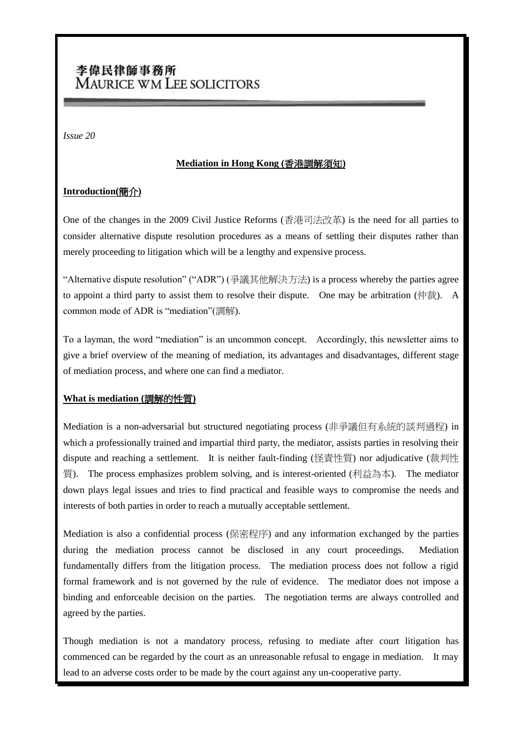李偉民律師事務所
MAURICE WM LEE SOLICITORS

*Issue 20*

## **Mediation in Hong Kong (香港調解須知)**

### **Introduction(簡介)**

One of the changes in the 2009 Civil Justice Reforms (香港司法改革) is the need for all parties to consider alternative dispute resolution procedures as a means of settling their disputes rather than merely proceeding to litigation which will be a lengthy and expensive process.

"Alternative dispute resolution" ("ADR") (爭議其他解決方法) is a process whereby the parties agree to appoint a third party to assist them to resolve their dispute. One may be arbitration (仲裁). A common mode of ADR is "mediation"(調解).

To a layman, the word "mediation" is an uncommon concept. Accordingly, this newsletter aims to give a brief overview of the meaning of mediation, its advantages and disadvantages, different stage of mediation process, and where one can find a mediator.

### **What is mediation (調解的性質)**

Mediation is a non-adversarial but structured negotiating process (非爭議但有系統的談判過程) in which a professionally trained and impartial third party, the mediator, assists parties in resolving their dispute and reaching a settlement. It is neither fault-finding (怪責性質) nor adjudicative (裁判性質). The process emphasizes problem solving, and is interest-oriented (利益為本). The mediator down plays legal issues and tries to find practical and feasible ways to compromise the needs and interests of both parties in order to reach a mutually acceptable settlement.

Mediation is also a confidential process (保密程序) and any information exchanged by the parties during the mediation process cannot be disclosed in any court proceedings. Mediation fundamentally differs from the litigation process. The mediation process does not follow a rigid formal framework and is not governed by the rule of evidence. The mediator does not impose a binding and enforceable decision on the parties. The negotiation terms are always controlled and agreed by the parties.

Though mediation is not a mandatory process, refusing to mediate after court litigation has commenced can be regarded by the court as an unreasonable refusal to engage in mediation. It may lead to an adverse costs order to be made by the court against any un-cooperative party.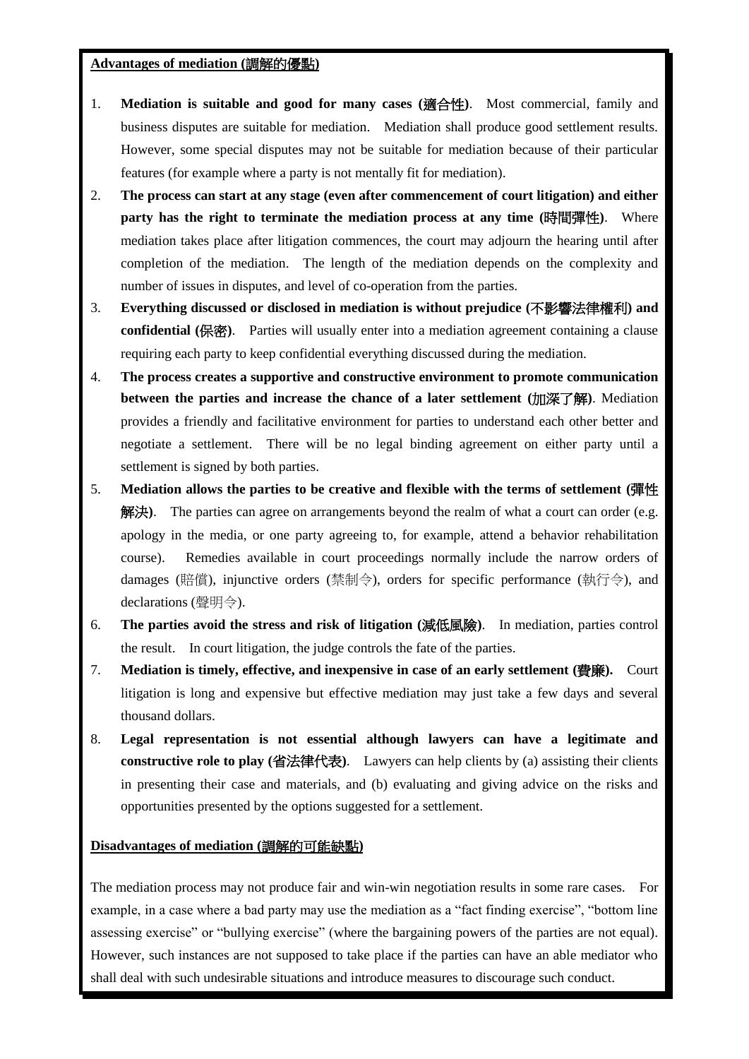**Advantages of mediation (調解的優點)**

1. **Mediation is suitable and good for many cases (適合性)**. Most commercial, family and business disputes are suitable for mediation. Mediation shall produce good settlement results. However, some special disputes may not be suitable for mediation because of their particular features (for example where a party is not mentally fit for mediation).
2. **The process can start at any stage (even after commencement of court litigation) and either party has the right to terminate the mediation process at any time (時間彈性)**. Where mediation takes place after litigation commences, the court may adjourn the hearing until after completion of the mediation. The length of the mediation depends on the complexity and number of issues in disputes, and level of co-operation from the parties.
3. **Everything discussed or disclosed in mediation is without prejudice (不影響法律權利) and confidential (保密)**. Parties will usually enter into a mediation agreement containing a clause requiring each party to keep confidential everything discussed during the mediation.
4. **The process creates a supportive and constructive environment to promote communication between the parties and increase the chance of a later settlement (加深了解)**. Mediation provides a friendly and facilitative environment for parties to understand each other better and negotiate a settlement. There will be no legal binding agreement on either party until a settlement is signed by both parties.
5. **Mediation allows the parties to be creative and flexible with the terms of settlement (彈性解決)**. The parties can agree on arrangements beyond the realm of what a court can order (e.g. apology in the media, or one party agreeing to, for example, attend a behavior rehabilitation course). Remedies available in court proceedings normally include the narrow orders of damages (賠償), injunctive orders (禁制令), orders for specific performance (執行令), and declarations (聲明令).
6. **The parties avoid the stress and risk of litigation (減低風險)**. In mediation, parties control the result. In court litigation, the judge controls the fate of the parties.
7. **Mediation is timely, effective, and inexpensive in case of an early settlement (費廉).** Court litigation is long and expensive but effective mediation may just take a few days and several thousand dollars.
8. **Legal representation is not essential although lawyers can have a legitimate and constructive role to play (省法律代表)**. Lawyers can help clients by (a) assisting their clients in presenting their case and materials, and (b) evaluating and giving advice on the risks and opportunities presented by the options suggested for a settlement.

**Disadvantages of mediation (調解的可能缺點)**

The mediation process may not produce fair and win-win negotiation results in some rare cases. For example, in a case where a bad party may use the mediation as a "fact finding exercise", "bottom line assessing exercise" or "bullying exercise" (where the bargaining powers of the parties are not equal). However, such instances are not supposed to take place if the parties can have an able mediator who shall deal with such undesirable situations and introduce measures to discourage such conduct.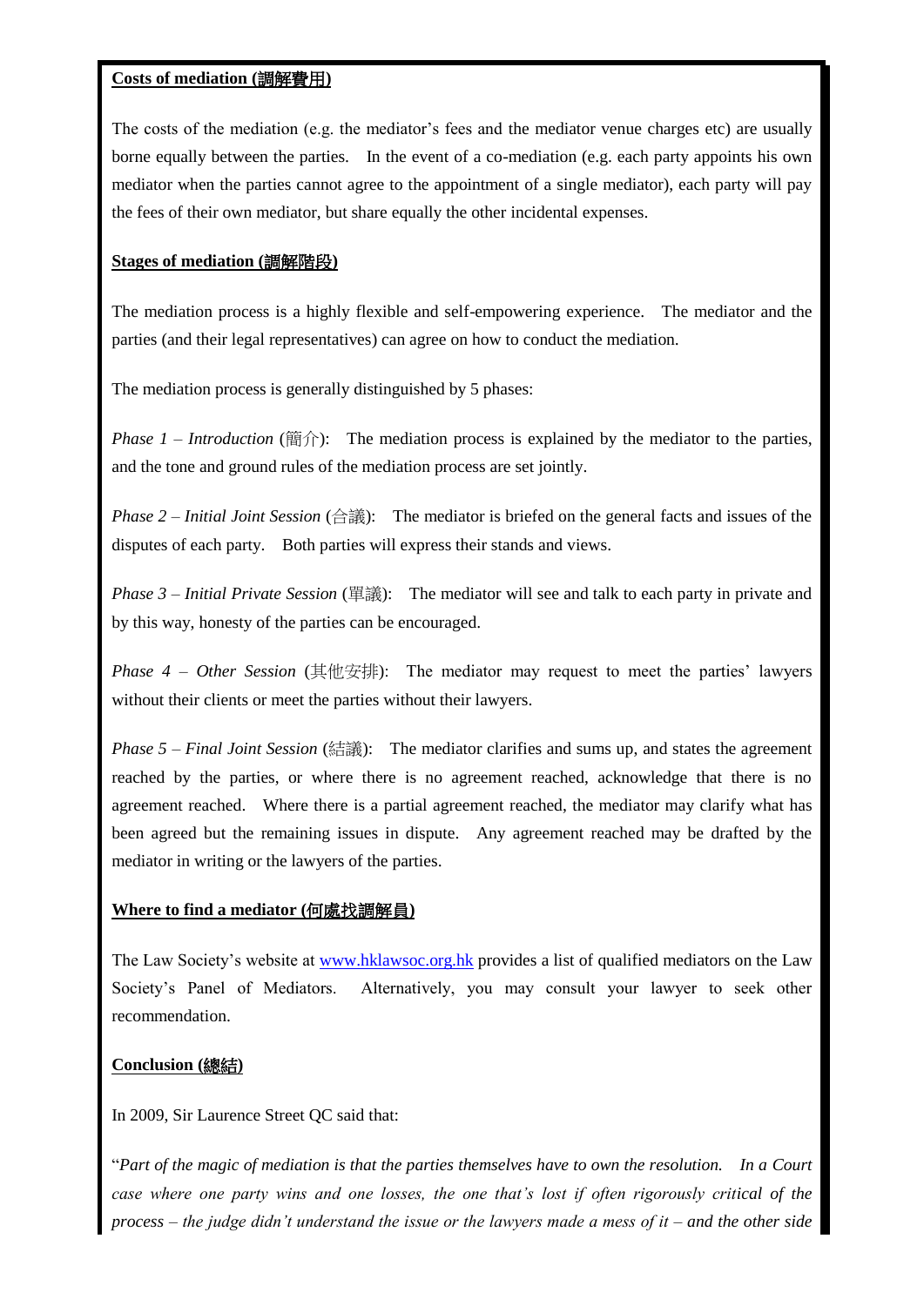**Costs of mediation (調解費用)**

The costs of the mediation (e.g. the mediator's fees and the mediator venue charges etc) are usually borne equally between the parties. In the event of a co-mediation (e.g. each party appoints his own mediator when the parties cannot agree to the appointment of a single mediator), each party will pay the fees of their own mediator, but share equally the other incidental expenses.

**Stages of mediation (調解階段)**

The mediation process is a highly flexible and self-empowering experience. The mediator and the parties (and their legal representatives) can agree on how to conduct the mediation.

The mediation process is generally distinguished by 5 phases:

*Phase 1 – Introduction* (簡介): The mediation process is explained by the mediator to the parties, and the tone and ground rules of the mediation process are set jointly.

*Phase 2 – Initial Joint Session* (合議): The mediator is briefed on the general facts and issues of the disputes of each party. Both parties will express their stands and views.

*Phase 3 – Initial Private Session* (單議): The mediator will see and talk to each party in private and by this way, honesty of the parties can be encouraged.

*Phase 4 – Other Session* (其他安排): The mediator may request to meet the parties' lawyers without their clients or meet the parties without their lawyers.

*Phase 5 – Final Joint Session* (結議): The mediator clarifies and sums up, and states the agreement reached by the parties, or where there is no agreement reached, acknowledge that there is no agreement reached. Where there is a partial agreement reached, the mediator may clarify what has been agreed but the remaining issues in dispute. Any agreement reached may be drafted by the mediator in writing or the lawyers of the parties.

**Where to find a mediator (何處找調解員)**

The Law Society's website at www.hklawsoc.org.hk provides a list of qualified mediators on the Law Society's Panel of Mediators. Alternatively, you may consult your lawyer to seek other recommendation.

**Conclusion (總結)**

In 2009, Sir Laurence Street QC said that:

"*Part of the magic of mediation is that the parties themselves have to own the resolution. In a Court case where one party wins and one losses, the one that's lost if often rigorously critical of the process – the judge didn't understand the issue or the lawyers made a mess of it – and the other side*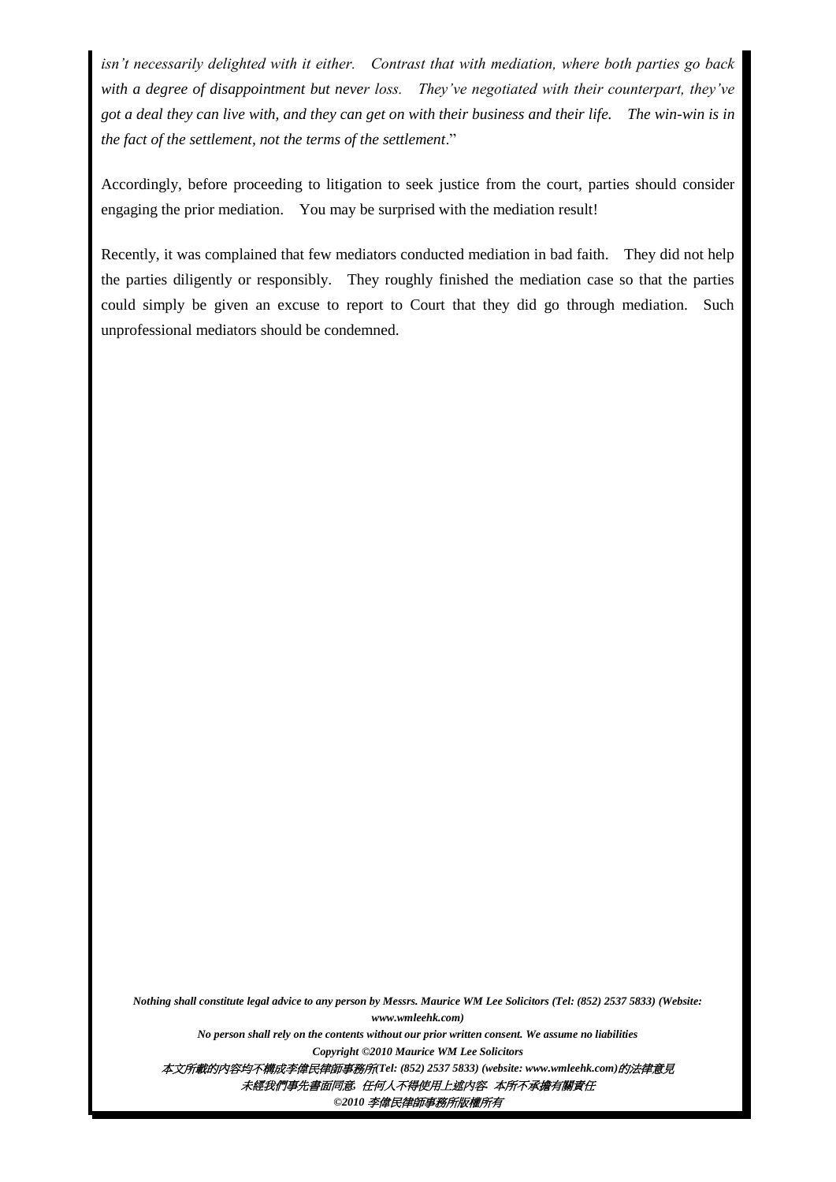*isn't necessarily delighted with it either. Contrast that with mediation, where both parties go back with a degree of disappointment but never loss. They've negotiated with their counterpart, they've got a deal they can live with, and they can get on with their business and their life. The win-win is in the fact of the settlement, not the terms of the settlement*."

Accordingly, before proceeding to litigation to seek justice from the court, parties should consider engaging the prior mediation. You may be surprised with the mediation result!

Recently, it was complained that few mediators conducted mediation in bad faith. They did not help the parties diligently or responsibly. They roughly finished the mediation case so that the parties could simply be given an excuse to report to Court that they did go through mediation. Such unprofessional mediators should be condemned.

***Nothing shall constitute legal advice to any person by Messrs. Maurice WM Lee Solicitors (Tel: (852) 2537 5833) (Website: www.wmleehk.com)***

***No person shall rely on the contents without our prior written consent. We assume no liabilities***

***Copyright ©2010 Maurice WM Lee Solicitors***

***本文所載的內容均不構成李偉民律師事務所(Tel: (852) 2537 5833) (website: www.wmleehk.com)的法律意見***

***未經我們事先書面同意，任何人不得使用上述內容. 本所不承擔有關責任***

***©2010 李偉民律師事務所版權所有***